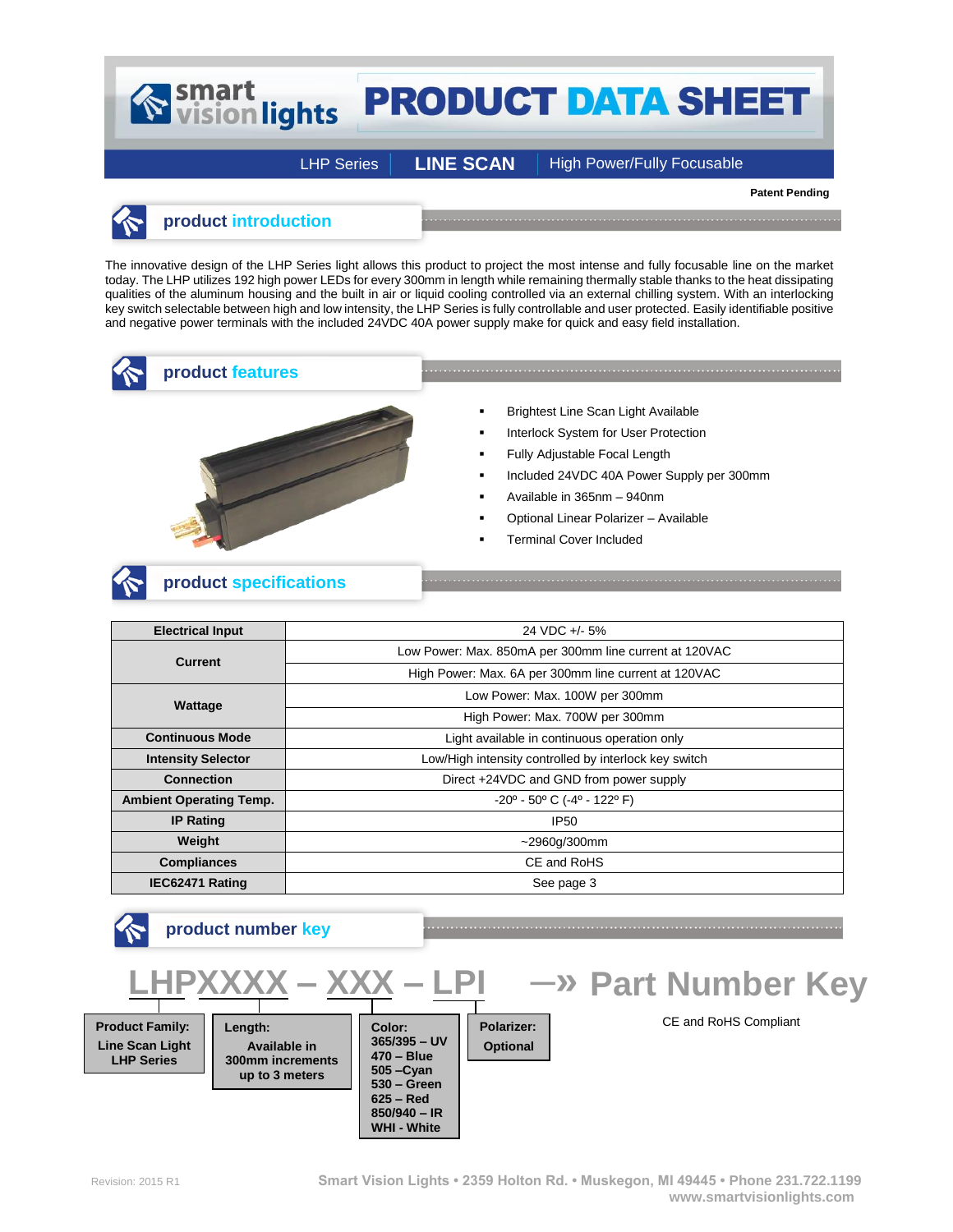# PRODUCT DATA SHEET

smart vision lights

LHP Series | **LINE SCAN** | High Power/Fully Focusable

**Patent Pending**

## product introduction

The innovative design of the LHP Series light allows this product to project the most intense and fully focusable line on the market today. The LHP utilizes 192 high power LEDs for every 300mm in length while remaining thermally stable thanks to the heat dissipating qualities of the aluminum housing and the built in air or liquid cooling controlled via an external chilling system. With an interlocking key switch selectable between high and low intensity, the LHP Series is fully controllable and user protected. Easily identifiable positive and negative power terminals with the included 24VDC 40A power supply make for quick and easy field installation.

## product features

- Brightest Line Scan Light Available
- Interlock System for User Protection
- Fully Adjustable Focal Length
- Included 24VDC 40A Power Supply per 300mm
- Available in 365nm – 940nm
- Optional Linear Polarizer – Available
- Terminal Cover Included

## product specifications

| | |
|---|---|
| **Electrical Input** | 24 VDC +/- 5% |
| **Current** | Low Power: Max. 850mA per 300mm line current at 120VAC |
| | High Power: Max. 6A per 300mm line current at 120VAC |
| **Wattage** | Low Power: Max. 100W per 300mm |
| | High Power: Max. 700W per 300mm |
| **Continuous Mode** | Light available in continuous operation only |
| **Intensity Selector** | Low/High intensity controlled by interlock key switch |
| **Connection** | Direct +24VDC and GND from power supply |
| **Ambient Operating Temp.** | -20º - 50º C (-4º - 122º F) |
| **IP Rating** | IP50 |
| **Weight** | ~2960g/300mm |
| **Compliances** | CE and RoHS |
| **IEC62471 Rating** | See page 3 |

## product number key

**LHPXXXX – XXX – LPI** —» **Part Number Key**

- **Product Family:** Line Scan Light LHP Series
- **Length:** Available in 300mm increments up to 3 meters
- **Color:** 365/395 – UV, 470 – Blue, 505 –Cyan, 530 – Green, 625 – Red, 850/940 – IR, WHI - White
- **Polarizer:** Optional

CE and RoHS Compliant

Revision: 2015 R1

Smart Vision Lights • 2359 Holton Rd. • Muskegon, MI 49445 • Phone 231.722.1199
www.smartvisionlights.com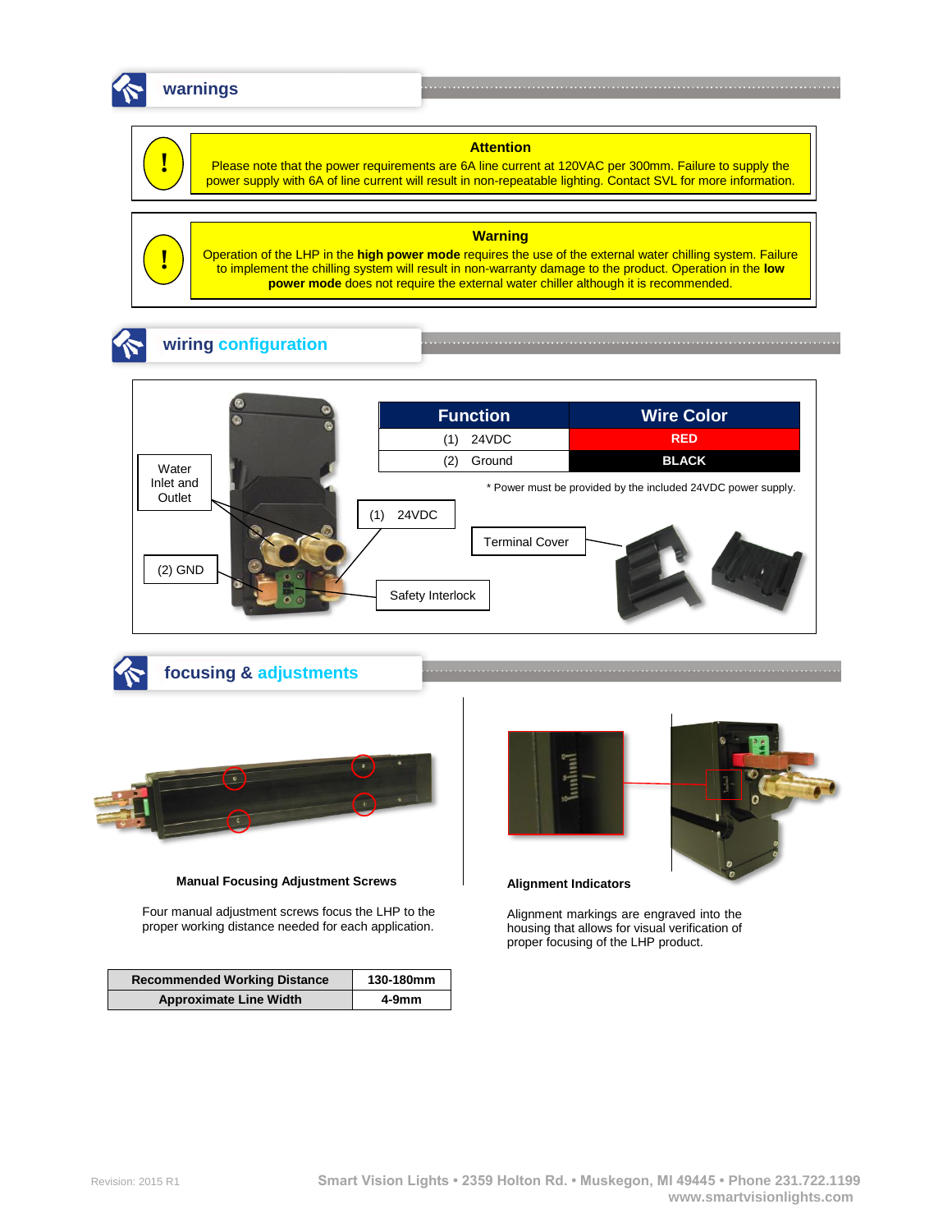## warnings

**Attention**

Please note that the power requirements are 6A line current at 120VAC per 300mm. Failure to supply the power supply with 6A of line current will result in non-repeatable lighting. Contact SVL for more information.

**Warning**

Operation of the LHP in the **high power mode** requires the use of the external water chilling system. Failure to implement the chilling system will result in non-warranty damage to the product. Operation in the **low power mode** does not require the external water chiller although it is recommended.

## wiring configuration

| Function | Wire Color |
|---|---|
| (1) 24VDC | RED |
| (2) Ground | BLACK |

* Power must be provided by the included 24VDC power supply.

Water Inlet and Outlet

(1) 24VDC

(2) GND

Terminal Cover

Safety Interlock

## focusing & adjustments

**Manual Focusing Adjustment Screws**

Four manual adjustment screws focus the LHP to the proper working distance needed for each application.

| Recommended Working Distance | 130-180mm |
|---|---|
| Approximate Line Width | 4-9mm |

**Alignment Indicators**

Alignment markings are engraved into the housing that allows for visual verification of proper focusing of the LHP product.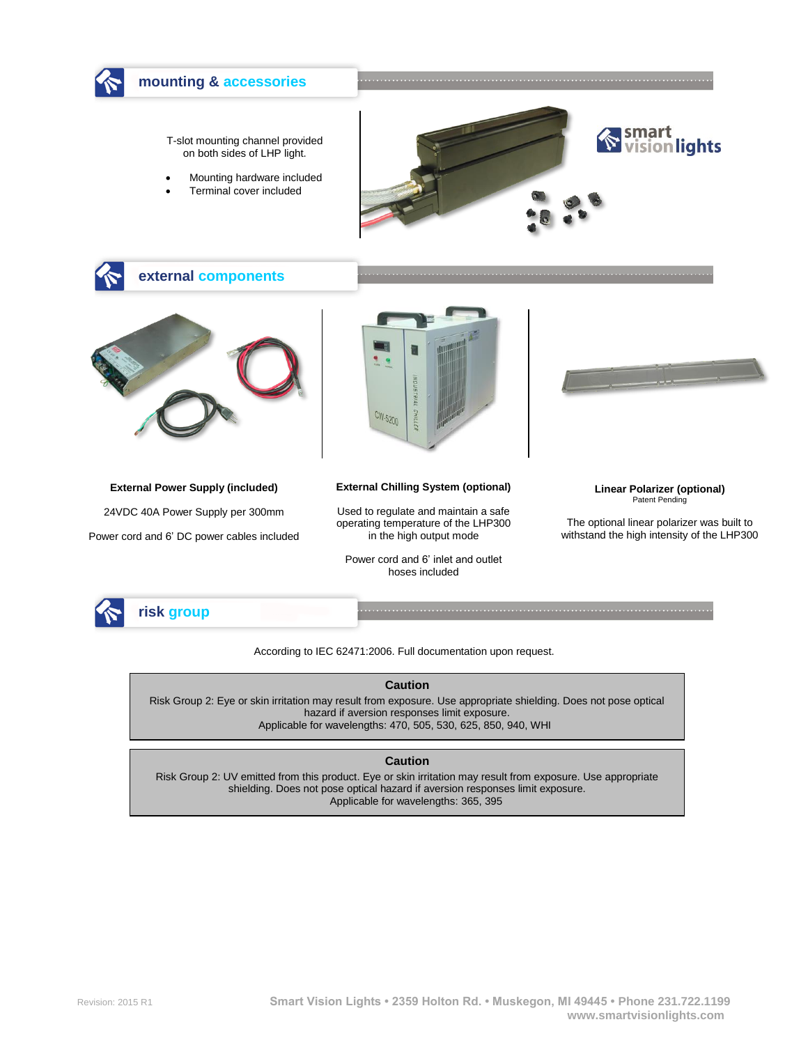## mounting & accessories

T-slot mounting channel provided on both sides of LHP light.

- Mounting hardware included
- Terminal cover included

## external components

**External Power Supply (included)**

24VDC 40A Power Supply per 300mm

Power cord and 6' DC power cables included

**External Chilling System (optional)**

Used to regulate and maintain a safe operating temperature of the LHP300 in the high output mode

Power cord and 6' inlet and outlet hoses included

**Linear Polarizer (optional)**
Patent Pending

The optional linear polarizer was built to withstand the high intensity of the LHP300

## risk group

According to IEC 62471:2006. Full documentation upon request.

**Caution**
Risk Group 2: Eye or skin irritation may result from exposure. Use appropriate shielding. Does not pose optical hazard if aversion responses limit exposure.
Applicable for wavelengths: 470, 505, 530, 625, 850, 940, WHI

**Caution**
Risk Group 2: UV emitted from this product. Eye or skin irritation may result from exposure. Use appropriate shielding. Does not pose optical hazard if aversion responses limit exposure.
Applicable for wavelengths: 365, 395

Revision: 2015 R1

Smart Vision Lights • 2359 Holton Rd. • Muskegon, MI 49445 • Phone 231.722.1199
www.smartvisionlights.com